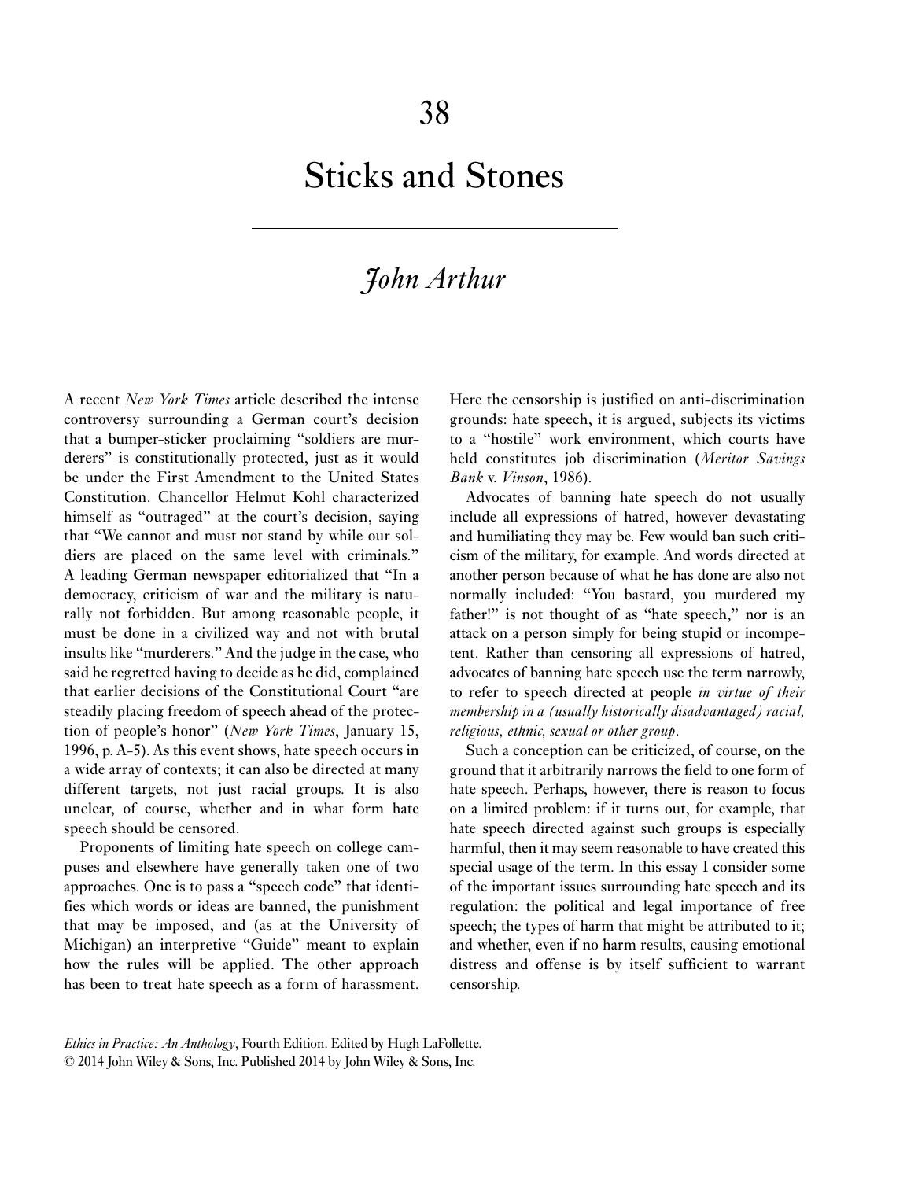# 38

# Sticks and Stones

## *John Arthur*

A recent *New York Times* article described the intense controversy surrounding a German court's decision that a bumper-sticker proclaiming "soldiers are murderers" is constitutionally protected, just as it would be under the First Amendment to the United States Constitution. Chancellor Helmut Kohl characterized himself as "outraged" at the court's decision, saying that "We cannot and must not stand by while our soldiers are placed on the same level with criminals." A leading German newspaper editorialized that "In a democracy, criticism of war and the military is naturally not forbidden. But among reasonable people, it must be done in a civilized way and not with brutal insults like "murderers." And the judge in the case, who said he regretted having to decide as he did, complained that earlier decisions of the Constitutional Court "are steadily placing freedom of speech ahead of the protection of people's honor" (*New York Times*, January 15, 1996, p. A-5). As this event shows, hate speech occurs in a wide array of contexts; it can also be directed at many different targets, not just racial groups. It is also unclear, of course, whether and in what form hate speech should be censored.

Proponents of limiting hate speech on college campuses and elsewhere have generally taken one of two approaches. One is to pass a "speech code" that identifies which words or ideas are banned, the punishment that may be imposed, and (as at the University of Michigan) an interpretive "Guide" meant to explain how the rules will be applied. The other approach has been to treat hate speech as a form of harassment. Here the censorship is justified on anti-discrimination grounds: hate speech, it is argued, subjects its victims to a "hostile" work environment, which courts have held constitutes job discrimination (*Meritor Savings Bank* v. *Vinson*, 1986).

Advocates of banning hate speech do not usually include all expressions of hatred, however devastating and humiliating they may be. Few would ban such criticism of the military, for example. And words directed at another person because of what he has done are also not normally included: "You bastard, you murdered my father!" is not thought of as "hate speech," nor is an attack on a person simply for being stupid or incompetent. Rather than censoring all expressions of hatred, advocates of banning hate speech use the term narrowly, to refer to speech directed at people *in virtue of their membership in a (usually historically disadvantaged) racial, religious, ethnic, sexual or other group*.

Such a conception can be criticized, of course, on the ground that it arbitrarily narrows the field to one form of hate speech. Perhaps, however, there is reason to focus on a limited problem: if it turns out, for example, that hate speech directed against such groups is especially harmful, then it may seem reasonable to have created this special usage of the term. In this essay I consider some of the important issues surrounding hate speech and its regulation: the political and legal importance of free speech; the types of harm that might be attributed to it; and whether, even if no harm results, causing emotional distress and offense is by itself sufficient to warrant censorship.

*Ethics in Practice: An Anthology*, Fourth Edition. Edited by Hugh LaFollette.
© 2014 John Wiley & Sons, Inc. Published 2014 by John Wiley & Sons, Inc.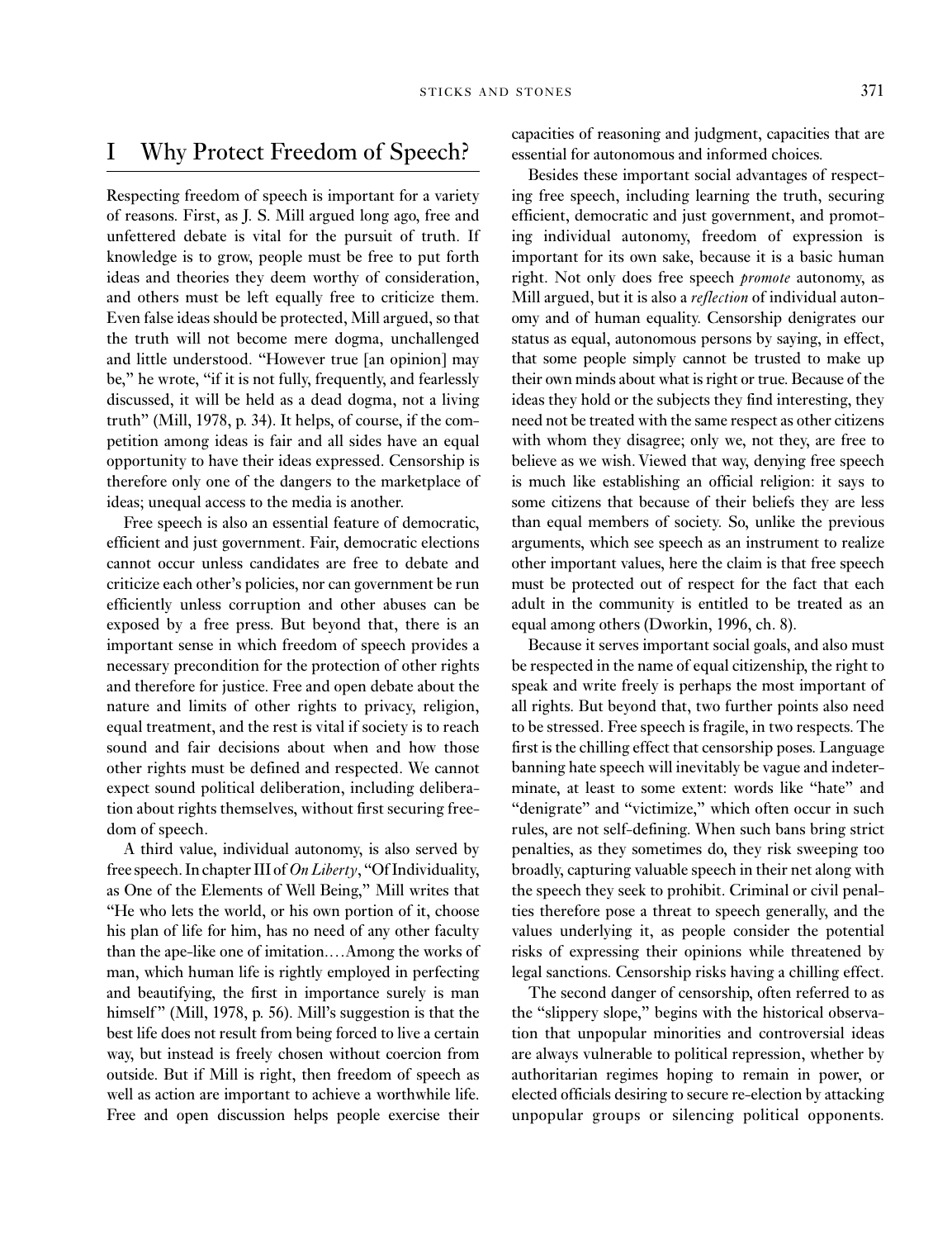# I Why Protect Freedom of Speech?

Respecting freedom of speech is important for a variety of reasons. First, as J. S. Mill argued long ago, free and unfettered debate is vital for the pursuit of truth. If knowledge is to grow, people must be free to put forth ideas and theories they deem worthy of consideration, and others must be left equally free to criticize them. Even false ideas should be protected, Mill argued, so that the truth will not become mere dogma, unchallenged and little understood. "However true [an opinion] may be," he wrote, "if it is not fully, frequently, and fearlessly discussed, it will be held as a dead dogma, not a living truth" (Mill, 1978, p. 34). It helps, of course, if the competition among ideas is fair and all sides have an equal opportunity to have their ideas expressed. Censorship is therefore only one of the dangers to the marketplace of ideas; unequal access to the media is another.

Free speech is also an essential feature of democratic, efficient and just government. Fair, democratic elections cannot occur unless candidates are free to debate and criticize each other's policies, nor can government be run efficiently unless corruption and other abuses can be exposed by a free press. But beyond that, there is an important sense in which freedom of speech provides a necessary precondition for the protection of other rights and therefore for justice. Free and open debate about the nature and limits of other rights to privacy, religion, equal treatment, and the rest is vital if society is to reach sound and fair decisions about when and how those other rights must be defined and respected. We cannot expect sound political deliberation, including deliberation about rights themselves, without first securing freedom of speech.

A third value, individual autonomy, is also served by free speech. In chapter III of *On Liberty*, "Of Individuality, as One of the Elements of Well Being," Mill writes that "He who lets the world, or his own portion of it, choose his plan of life for him, has no need of any other faculty than the ape-like one of imitation.…Among the works of man, which human life is rightly employed in perfecting and beautifying, the first in importance surely is man himself" (Mill, 1978, p. 56). Mill's suggestion is that the best life does not result from being forced to live a certain way, but instead is freely chosen without coercion from outside. But if Mill is right, then freedom of speech as well as action are important to achieve a worthwhile life. Free and open discussion helps people exercise their capacities of reasoning and judgment, capacities that are essential for autonomous and informed choices.

Besides these important social advantages of respecting free speech, including learning the truth, securing efficient, democratic and just government, and promoting individual autonomy, freedom of expression is important for its own sake, because it is a basic human right. Not only does free speech *promote* autonomy, as Mill argued, but it is also a *reflection* of individual autonomy and of human equality. Censorship denigrates our status as equal, autonomous persons by saying, in effect, that some people simply cannot be trusted to make up their own minds about what is right or true. Because of the ideas they hold or the subjects they find interesting, they need not be treated with the same respect as other citizens with whom they disagree; only we, not they, are free to believe as we wish. Viewed that way, denying free speech is much like establishing an official religion: it says to some citizens that because of their beliefs they are less than equal members of society. So, unlike the previous arguments, which see speech as an instrument to realize other important values, here the claim is that free speech must be protected out of respect for the fact that each adult in the community is entitled to be treated as an equal among others (Dworkin, 1996, ch. 8).

Because it serves important social goals, and also must be respected in the name of equal citizenship, the right to speak and write freely is perhaps the most important of all rights. But beyond that, two further points also need to be stressed. Free speech is fragile, in two respects. The first is the chilling effect that censorship poses. Language banning hate speech will inevitably be vague and indeterminate, at least to some extent: words like "hate" and "denigrate" and "victimize," which often occur in such rules, are not self-defining. When such bans bring strict penalties, as they sometimes do, they risk sweeping too broadly, capturing valuable speech in their net along with the speech they seek to prohibit. Criminal or civil penalties therefore pose a threat to speech generally, and the values underlying it, as people consider the potential risks of expressing their opinions while threatened by legal sanctions. Censorship risks having a chilling effect.

The second danger of censorship, often referred to as the "slippery slope," begins with the historical observation that unpopular minorities and controversial ideas are always vulnerable to political repression, whether by authoritarian regimes hoping to remain in power, or elected officials desiring to secure re-election by attacking unpopular groups or silencing political opponents.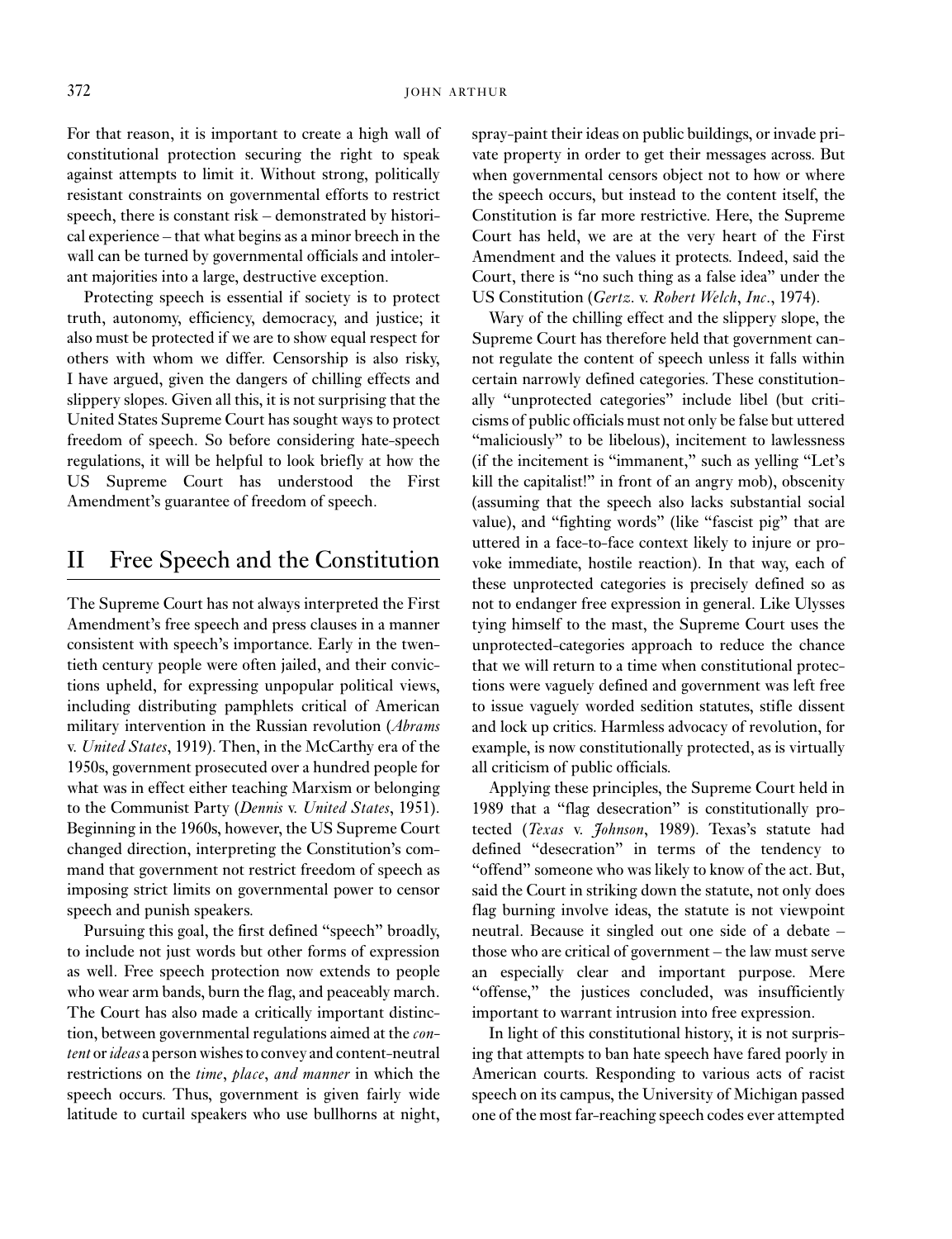For that reason, it is important to create a high wall of constitutional protection securing the right to speak against attempts to limit it. Without strong, politically resistant constraints on governmental efforts to restrict speech, there is constant risk – demonstrated by historical experience – that what begins as a minor breech in the wall can be turned by governmental officials and intolerant majorities into a large, destructive exception.

Protecting speech is essential if society is to protect truth, autonomy, efficiency, democracy, and justice; it also must be protected if we are to show equal respect for others with whom we differ. Censorship is also risky, I have argued, given the dangers of chilling effects and slippery slopes. Given all this, it is not surprising that the United States Supreme Court has sought ways to protect freedom of speech. So before considering hate-speech regulations, it will be helpful to look briefly at how the US Supreme Court has understood the First Amendment's guarantee of freedom of speech.

## II Free Speech and the Constitution

The Supreme Court has not always interpreted the First Amendment's free speech and press clauses in a manner consistent with speech's importance. Early in the twentieth century people were often jailed, and their convictions upheld, for expressing unpopular political views, including distributing pamphlets critical of American military intervention in the Russian revolution (*Abrams* v. *United States*, 1919). Then, in the McCarthy era of the 1950s, government prosecuted over a hundred people for what was in effect either teaching Marxism or belonging to the Communist Party (*Dennis* v. *United States*, 1951). Beginning in the 1960s, however, the US Supreme Court changed direction, interpreting the Constitution's command that government not restrict freedom of speech as imposing strict limits on governmental power to censor speech and punish speakers.

Pursuing this goal, the first defined "speech" broadly, to include not just words but other forms of expression as well. Free speech protection now extends to people who wear arm bands, burn the flag, and peaceably march. The Court has also made a critically important distinction, between governmental regulations aimed at the *content* or *ideas* a person wishes to convey and content-neutral restrictions on the *time*, *place*, *and manner* in which the speech occurs. Thus, government is given fairly wide latitude to curtail speakers who use bullhorns at night, spray-paint their ideas on public buildings, or invade private property in order to get their messages across. But when governmental censors object not to how or where the speech occurs, but instead to the content itself, the Constitution is far more restrictive. Here, the Supreme Court has held, we are at the very heart of the First Amendment and the values it protects. Indeed, said the Court, there is "no such thing as a false idea" under the US Constitution (*Gertz.* v. *Robert Welch*, *Inc*., 1974).

Wary of the chilling effect and the slippery slope, the Supreme Court has therefore held that government cannot regulate the content of speech unless it falls within certain narrowly defined categories. These constitutionally "unprotected categories" include libel (but criticisms of public officials must not only be false but uttered "maliciously" to be libelous), incitement to lawlessness (if the incitement is "immanent," such as yelling "Let's kill the capitalist!" in front of an angry mob), obscenity (assuming that the speech also lacks substantial social value), and "fighting words" (like "fascist pig" that are uttered in a face-to-face context likely to injure or provoke immediate, hostile reaction). In that way, each of these unprotected categories is precisely defined so as not to endanger free expression in general. Like Ulysses tying himself to the mast, the Supreme Court uses the unprotected-categories approach to reduce the chance that we will return to a time when constitutional protections were vaguely defined and government was left free to issue vaguely worded sedition statutes, stifle dissent and lock up critics. Harmless advocacy of revolution, for example, is now constitutionally protected, as is virtually all criticism of public officials.

Applying these principles, the Supreme Court held in 1989 that a "flag desecration" is constitutionally protected (*Texas* v. *Johnson*, 1989). Texas's statute had defined "desecration" in terms of the tendency to "offend" someone who was likely to know of the act. But, said the Court in striking down the statute, not only does flag burning involve ideas, the statute is not viewpoint neutral. Because it singled out one side of a debate – those who are critical of government – the law must serve an especially clear and important purpose. Mere "offense," the justices concluded, was insufficiently important to warrant intrusion into free expression.

In light of this constitutional history, it is not surprising that attempts to ban hate speech have fared poorly in American courts. Responding to various acts of racist speech on its campus, the University of Michigan passed one of the most far-reaching speech codes ever attempted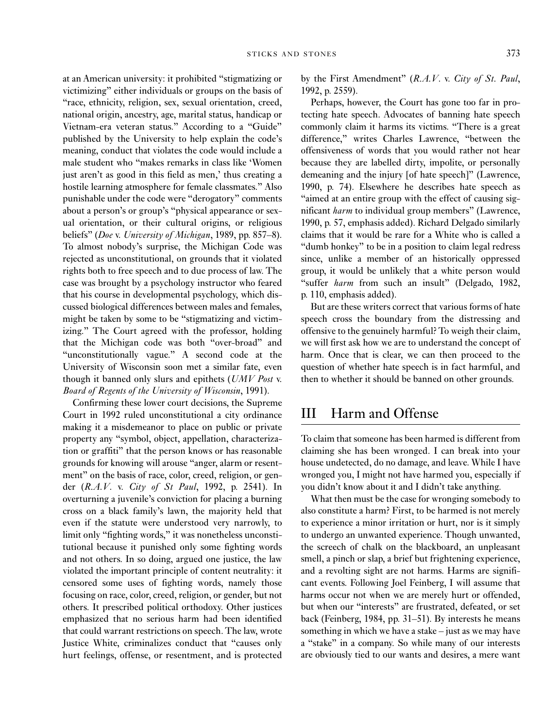at an American university: it prohibited "stigmatizing or victimizing" either individuals or groups on the basis of "race, ethnicity, religion, sex, sexual orientation, creed, national origin, ancestry, age, marital status, handicap or Vietnam-era veteran status." According to a "Guide" published by the University to help explain the code's meaning, conduct that violates the code would include a male student who "makes remarks in class like 'Women just aren't as good in this field as men,' thus creating a hostile learning atmosphere for female classmates." Also punishable under the code were "derogatory" comments about a person's or group's "physical appearance or sexual orientation, or their cultural origins, or religious beliefs" (*Doe* v. *University of Michigan*, 1989, pp. 857–8). To almost nobody's surprise, the Michigan Code was rejected as unconstitutional, on grounds that it violated rights both to free speech and to due process of law. The case was brought by a psychology instructor who feared that his course in developmental psychology, which discussed biological differences between males and females, might be taken by some to be "stigmatizing and victimizing." The Court agreed with the professor, holding that the Michigan code was both "over-broad" and "unconstitutionally vague." A second code at the University of Wisconsin soon met a similar fate, even though it banned only slurs and epithets (*UMV Post* v. *Board of Regents of the University of Wisconsin*, 1991).

Confirming these lower court decisions, the Supreme Court in 1992 ruled unconstitutional a city ordinance making it a misdemeanor to place on public or private property any "symbol, object, appellation, characterization or graffiti" that the person knows or has reasonable grounds for knowing will arouse "anger, alarm or resentment" on the basis of race, color, creed, religion, or gender (*R.A.V.* v. *City of St Paul*, 1992, p. 2541). In overturning a juvenile's conviction for placing a burning cross on a black family's lawn, the majority held that even if the statute were understood very narrowly, to limit only "fighting words," it was nonetheless unconstitutional because it punished only some fighting words and not others. In so doing, argued one justice, the law violated the important principle of content neutrality: it censored some uses of fighting words, namely those focusing on race, color, creed, religion, or gender, but not others. It prescribed political orthodoxy. Other justices emphasized that no serious harm had been identified that could warrant restrictions on speech. The law, wrote Justice White, criminalizes conduct that "causes only hurt feelings, offense, or resentment, and is protected by the First Amendment" (*R.A.V.* v. *City of St. Paul*, 1992, p. 2559).

Perhaps, however, the Court has gone too far in protecting hate speech. Advocates of banning hate speech commonly claim it harms its victims. "There is a great difference," writes Charles Lawrence, "between the offensiveness of words that you would rather not hear because they are labelled dirty, impolite, or personally demeaning and the injury [of hate speech]" (Lawrence, 1990, p. 74). Elsewhere he describes hate speech as "aimed at an entire group with the effect of causing significant *harm* to individual group members" (Lawrence, 1990, p. 57, emphasis added). Richard Delgado similarly claims that it would be rare for a White who is called a "dumb honkey" to be in a position to claim legal redress since, unlike a member of an historically oppressed group, it would be unlikely that a white person would "suffer *harm* from such an insult" (Delgado, 1982, p. 110, emphasis added).

But are these writers correct that various forms of hate speech cross the boundary from the distressing and offensive to the genuinely harmful? To weigh their claim, we will first ask how we are to understand the concept of harm. Once that is clear, we can then proceed to the question of whether hate speech is in fact harmful, and then to whether it should be banned on other grounds.

## III Harm and Offense

To claim that someone has been harmed is different from claiming she has been wronged. I can break into your house undetected, do no damage, and leave. While I have wronged you, I might not have harmed you, especially if you didn't know about it and I didn't take anything.

What then must be the case for wronging somebody to also constitute a harm? First, to be harmed is not merely to experience a minor irritation or hurt, nor is it simply to undergo an unwanted experience. Though unwanted, the screech of chalk on the blackboard, an unpleasant smell, a pinch or slap, a brief but frightening experience, and a revolting sight are not harms. Harms are significant events. Following Joel Feinberg, I will assume that harms occur not when we are merely hurt or offended, but when our "interests" are frustrated, defeated, or set back (Feinberg, 1984, pp. 31–51). By interests he means something in which we have a stake – just as we may have a "stake" in a company. So while many of our interests are obviously tied to our wants and desires, a mere want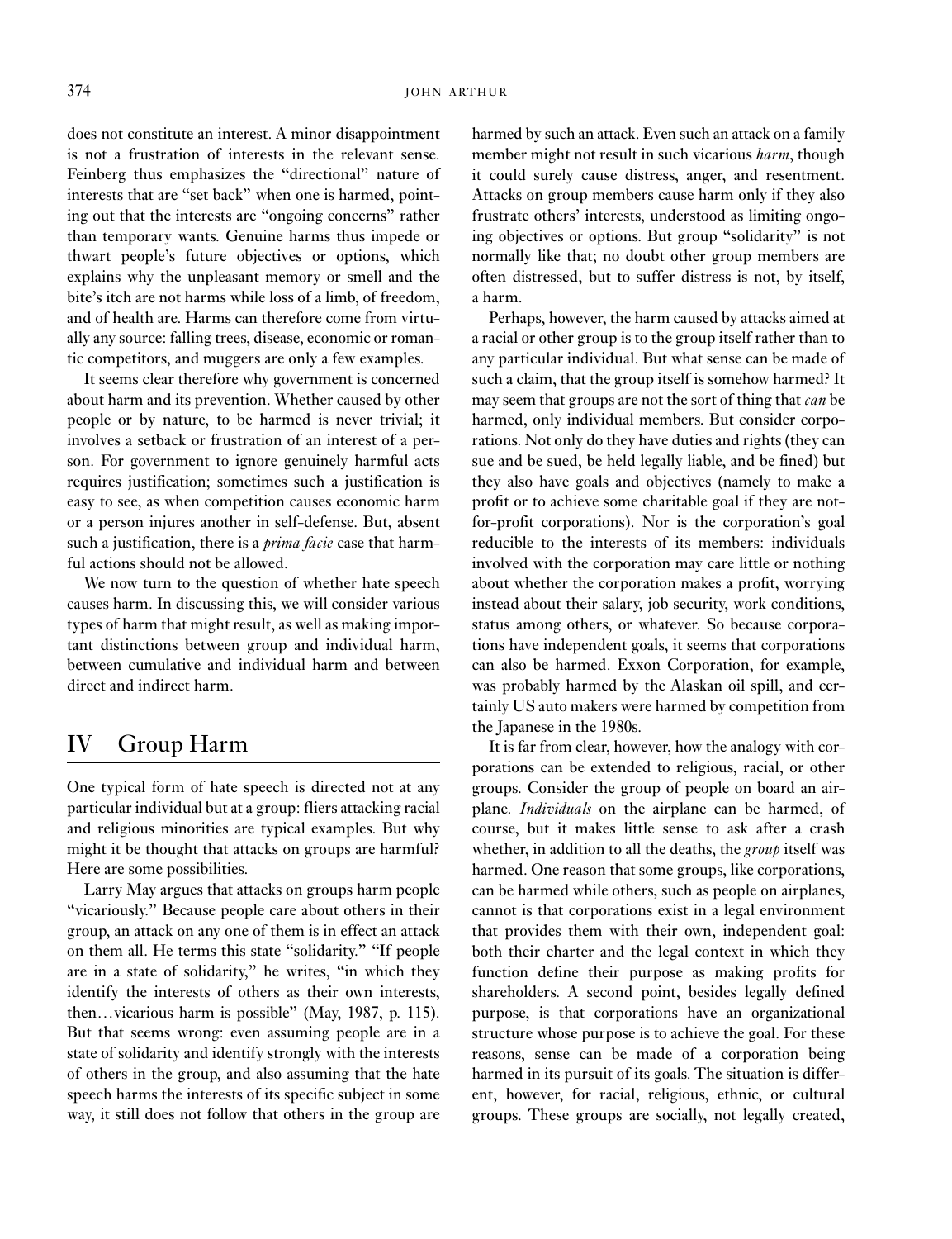does not constitute an interest. A minor disappointment is not a frustration of interests in the relevant sense. Feinberg thus emphasizes the "directional" nature of interests that are "set back" when one is harmed, pointing out that the interests are "ongoing concerns" rather than temporary wants. Genuine harms thus impede or thwart people's future objectives or options, which explains why the unpleasant memory or smell and the bite's itch are not harms while loss of a limb, of freedom, and of health are. Harms can therefore come from virtually any source: falling trees, disease, economic or romantic competitors, and muggers are only a few examples.

It seems clear therefore why government is concerned about harm and its prevention. Whether caused by other people or by nature, to be harmed is never trivial; it involves a setback or frustration of an interest of a person. For government to ignore genuinely harmful acts requires justification; sometimes such a justification is easy to see, as when competition causes economic harm or a person injures another in self-defense. But, absent such a justification, there is a *prima facie* case that harmful actions should not be allowed.

We now turn to the question of whether hate speech causes harm. In discussing this, we will consider various types of harm that might result, as well as making important distinctions between group and individual harm, between cumulative and individual harm and between direct and indirect harm.

## IV Group Harm

One typical form of hate speech is directed not at any particular individual but at a group: fliers attacking racial and religious minorities are typical examples. But why might it be thought that attacks on groups are harmful? Here are some possibilities.

Larry May argues that attacks on groups harm people "vicariously." Because people care about others in their group, an attack on any one of them is in effect an attack on them all. He terms this state "solidarity." "If people are in a state of solidarity," he writes, "in which they identify the interests of others as their own interests, then…vicarious harm is possible" (May, 1987, p. 115). But that seems wrong: even assuming people are in a state of solidarity and identify strongly with the interests of others in the group, and also assuming that the hate speech harms the interests of its specific subject in some way, it still does not follow that others in the group are harmed by such an attack. Even such an attack on a family member might not result in such vicarious *harm*, though it could surely cause distress, anger, and resentment. Attacks on group members cause harm only if they also frustrate others' interests, understood as limiting ongoing objectives or options. But group "solidarity" is not normally like that; no doubt other group members are often distressed, but to suffer distress is not, by itself, a harm.

Perhaps, however, the harm caused by attacks aimed at a racial or other group is to the group itself rather than to any particular individual. But what sense can be made of such a claim, that the group itself is somehow harmed? It may seem that groups are not the sort of thing that *can* be harmed, only individual members. But consider corporations. Not only do they have duties and rights (they can sue and be sued, be held legally liable, and be fined) but they also have goals and objectives (namely to make a profit or to achieve some charitable goal if they are not-for-profit corporations). Nor is the corporation's goal reducible to the interests of its members: individuals involved with the corporation may care little or nothing about whether the corporation makes a profit, worrying instead about their salary, job security, work conditions, status among others, or whatever. So because corporations have independent goals, it seems that corporations can also be harmed. Exxon Corporation, for example, was probably harmed by the Alaskan oil spill, and certainly US auto makers were harmed by competition from the Japanese in the 1980s.

It is far from clear, however, how the analogy with corporations can be extended to religious, racial, or other groups. Consider the group of people on board an airplane. *Individuals* on the airplane can be harmed, of course, but it makes little sense to ask after a crash whether, in addition to all the deaths, the *group* itself was harmed. One reason that some groups, like corporations, can be harmed while others, such as people on airplanes, cannot is that corporations exist in a legal environment that provides them with their own, independent goal: both their charter and the legal context in which they function define their purpose as making profits for shareholders. A second point, besides legally defined purpose, is that corporations have an organizational structure whose purpose is to achieve the goal. For these reasons, sense can be made of a corporation being harmed in its pursuit of its goals. The situation is different, however, for racial, religious, ethnic, or cultural groups. These groups are socially, not legally created,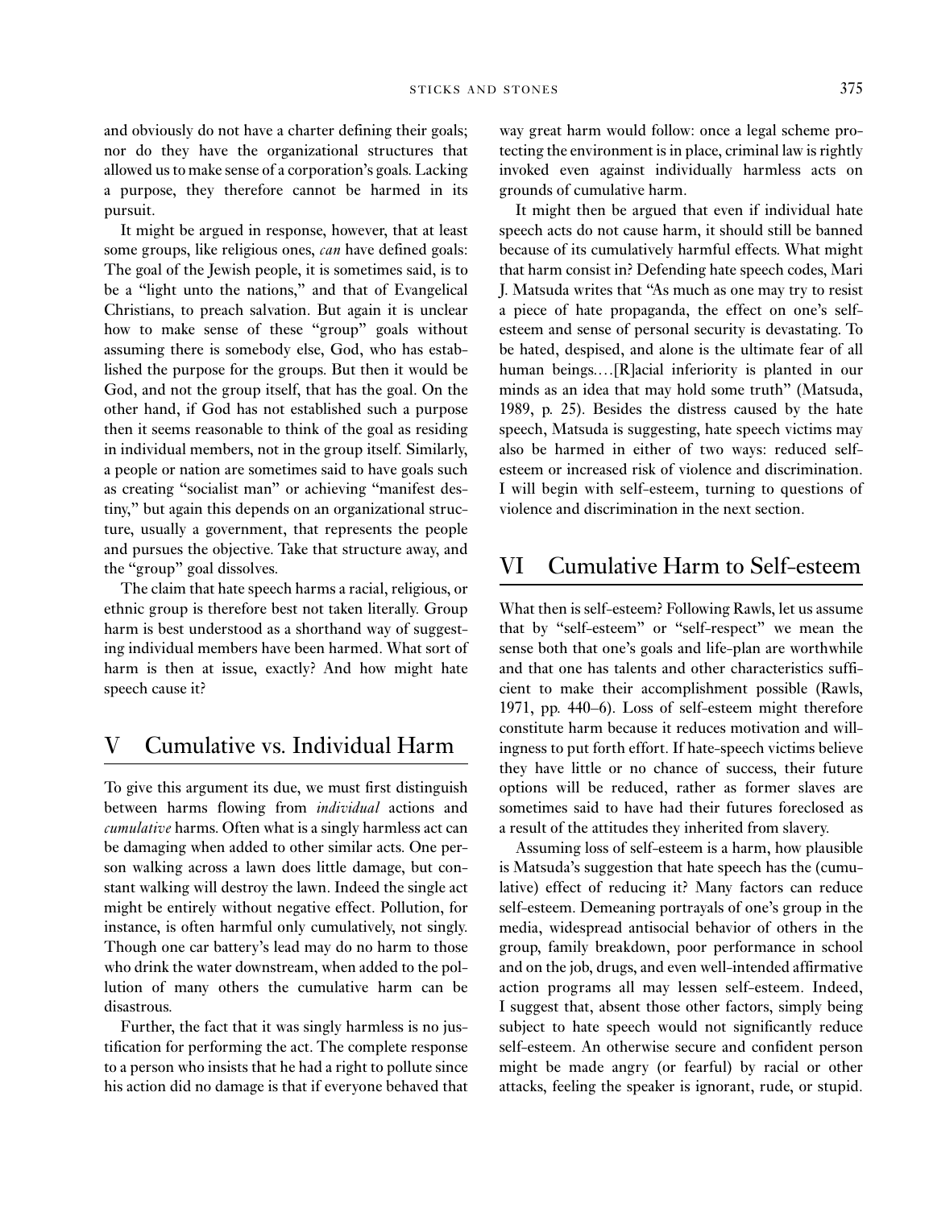and obviously do not have a charter defining their goals; nor do they have the organizational structures that allowed us to make sense of a corporation's goals. Lacking a purpose, they therefore cannot be harmed in its pursuit.

It might be argued in response, however, that at least some groups, like religious ones, *can* have defined goals: The goal of the Jewish people, it is sometimes said, is to be a "light unto the nations," and that of Evangelical Christians, to preach salvation. But again it is unclear how to make sense of these "group" goals without assuming there is somebody else, God, who has established the purpose for the groups. But then it would be God, and not the group itself, that has the goal. On the other hand, if God has not established such a purpose then it seems reasonable to think of the goal as residing in individual members, not in the group itself. Similarly, a people or nation are sometimes said to have goals such as creating "socialist man" or achieving "manifest destiny," but again this depends on an organizational structure, usually a government, that represents the people and pursues the objective. Take that structure away, and the "group" goal dissolves.

The claim that hate speech harms a racial, religious, or ethnic group is therefore best not taken literally. Group harm is best understood as a shorthand way of suggesting individual members have been harmed. What sort of harm is then at issue, exactly? And how might hate speech cause it?

## V Cumulative vs. Individual Harm

To give this argument its due, we must first distinguish between harms flowing from *individual* actions and *cumulative* harms. Often what is a singly harmless act can be damaging when added to other similar acts. One person walking across a lawn does little damage, but constant walking will destroy the lawn. Indeed the single act might be entirely without negative effect. Pollution, for instance, is often harmful only cumulatively, not singly. Though one car battery's lead may do no harm to those who drink the water downstream, when added to the pollution of many others the cumulative harm can be disastrous.

Further, the fact that it was singly harmless is no justification for performing the act. The complete response to a person who insists that he had a right to pollute since his action did no damage is that if everyone behaved that way great harm would follow: once a legal scheme protecting the environment is in place, criminal law is rightly invoked even against individually harmless acts on grounds of cumulative harm.

It might then be argued that even if individual hate speech acts do not cause harm, it should still be banned because of its cumulatively harmful effects. What might that harm consist in? Defending hate speech codes, Mari J. Matsuda writes that "As much as one may try to resist a piece of hate propaganda, the effect on one's self-esteem and sense of personal security is devastating. To be hated, despised, and alone is the ultimate fear of all human beings.…[R]acial inferiority is planted in our minds as an idea that may hold some truth" (Matsuda, 1989, p. 25). Besides the distress caused by the hate speech, Matsuda is suggesting, hate speech victims may also be harmed in either of two ways: reduced self-esteem or increased risk of violence and discrimination. I will begin with self-esteem, turning to questions of violence and discrimination in the next section.

## VI Cumulative Harm to Self-esteem

What then is self-esteem? Following Rawls, let us assume that by "self-esteem" or "self-respect" we mean the sense both that one's goals and life-plan are worthwhile and that one has talents and other characteristics sufficient to make their accomplishment possible (Rawls, 1971, pp. 440–6). Loss of self-esteem might therefore constitute harm because it reduces motivation and willingness to put forth effort. If hate-speech victims believe they have little or no chance of success, their future options will be reduced, rather as former slaves are sometimes said to have had their futures foreclosed as a result of the attitudes they inherited from slavery.

Assuming loss of self-esteem is a harm, how plausible is Matsuda's suggestion that hate speech has the (cumulative) effect of reducing it? Many factors can reduce self-esteem. Demeaning portrayals of one's group in the media, widespread antisocial behavior of others in the group, family breakdown, poor performance in school and on the job, drugs, and even well-intended affirmative action programs all may lessen self-esteem. Indeed, I suggest that, absent those other factors, simply being subject to hate speech would not significantly reduce self-esteem. An otherwise secure and confident person might be made angry (or fearful) by racial or other attacks, feeling the speaker is ignorant, rude, or stupid.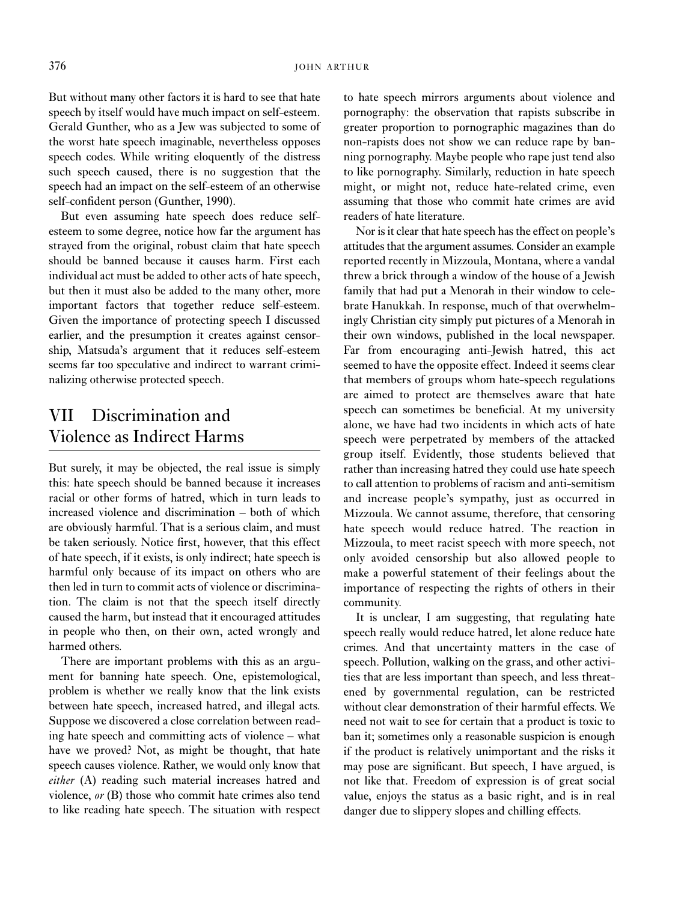But without many other factors it is hard to see that hate speech by itself would have much impact on self-esteem. Gerald Gunther, who as a Jew was subjected to some of the worst hate speech imaginable, nevertheless opposes speech codes. While writing eloquently of the distress such speech caused, there is no suggestion that the speech had an impact on the self-esteem of an otherwise self-confident person (Gunther, 1990).

But even assuming hate speech does reduce self-esteem to some degree, notice how far the argument has strayed from the original, robust claim that hate speech should be banned because it causes harm. First each individual act must be added to other acts of hate speech, but then it must also be added to the many other, more important factors that together reduce self-esteem. Given the importance of protecting speech I discussed earlier, and the presumption it creates against censorship, Matsuda's argument that it reduces self-esteem seems far too speculative and indirect to warrant criminalizing otherwise protected speech.

## VII Discrimination and Violence as Indirect Harms

But surely, it may be objected, the real issue is simply this: hate speech should be banned because it increases racial or other forms of hatred, which in turn leads to increased violence and discrimination – both of which are obviously harmful. That is a serious claim, and must be taken seriously. Notice first, however, that this effect of hate speech, if it exists, is only indirect; hate speech is harmful only because of its impact on others who are then led in turn to commit acts of violence or discrimination. The claim is not that the speech itself directly caused the harm, but instead that it encouraged attitudes in people who then, on their own, acted wrongly and harmed others.

There are important problems with this as an argument for banning hate speech. One, epistemological, problem is whether we really know that the link exists between hate speech, increased hatred, and illegal acts. Suppose we discovered a close correlation between reading hate speech and committing acts of violence – what have we proved? Not, as might be thought, that hate speech causes violence. Rather, we would only know that *either* (A) reading such material increases hatred and violence, *or* (B) those who commit hate crimes also tend to like reading hate speech. The situation with respect to hate speech mirrors arguments about violence and pornography: the observation that rapists subscribe in greater proportion to pornographic magazines than do non-rapists does not show we can reduce rape by banning pornography. Maybe people who rape just tend also to like pornography. Similarly, reduction in hate speech might, or might not, reduce hate-related crime, even assuming that those who commit hate crimes are avid readers of hate literature.

Nor is it clear that hate speech has the effect on people's attitudes that the argument assumes. Consider an example reported recently in Mizzoula, Montana, where a vandal threw a brick through a window of the house of a Jewish family that had put a Menorah in their window to celebrate Hanukkah. In response, much of that overwhelmingly Christian city simply put pictures of a Menorah in their own windows, published in the local newspaper. Far from encouraging anti-Jewish hatred, this act seemed to have the opposite effect. Indeed it seems clear that members of groups whom hate-speech regulations are aimed to protect are themselves aware that hate speech can sometimes be beneficial. At my university alone, we have had two incidents in which acts of hate speech were perpetrated by members of the attacked group itself. Evidently, those students believed that rather than increasing hatred they could use hate speech to call attention to problems of racism and anti-semitism and increase people's sympathy, just as occurred in Mizzoula. We cannot assume, therefore, that censoring hate speech would reduce hatred. The reaction in Mizzoula, to meet racist speech with more speech, not only avoided censorship but also allowed people to make a powerful statement of their feelings about the importance of respecting the rights of others in their community.

It is unclear, I am suggesting, that regulating hate speech really would reduce hatred, let alone reduce hate crimes. And that uncertainty matters in the case of speech. Pollution, walking on the grass, and other activities that are less important than speech, and less threatened by governmental regulation, can be restricted without clear demonstration of their harmful effects. We need not wait to see for certain that a product is toxic to ban it; sometimes only a reasonable suspicion is enough if the product is relatively unimportant and the risks it may pose are significant. But speech, I have argued, is not like that. Freedom of expression is of great social value, enjoys the status as a basic right, and is in real danger due to slippery slopes and chilling effects.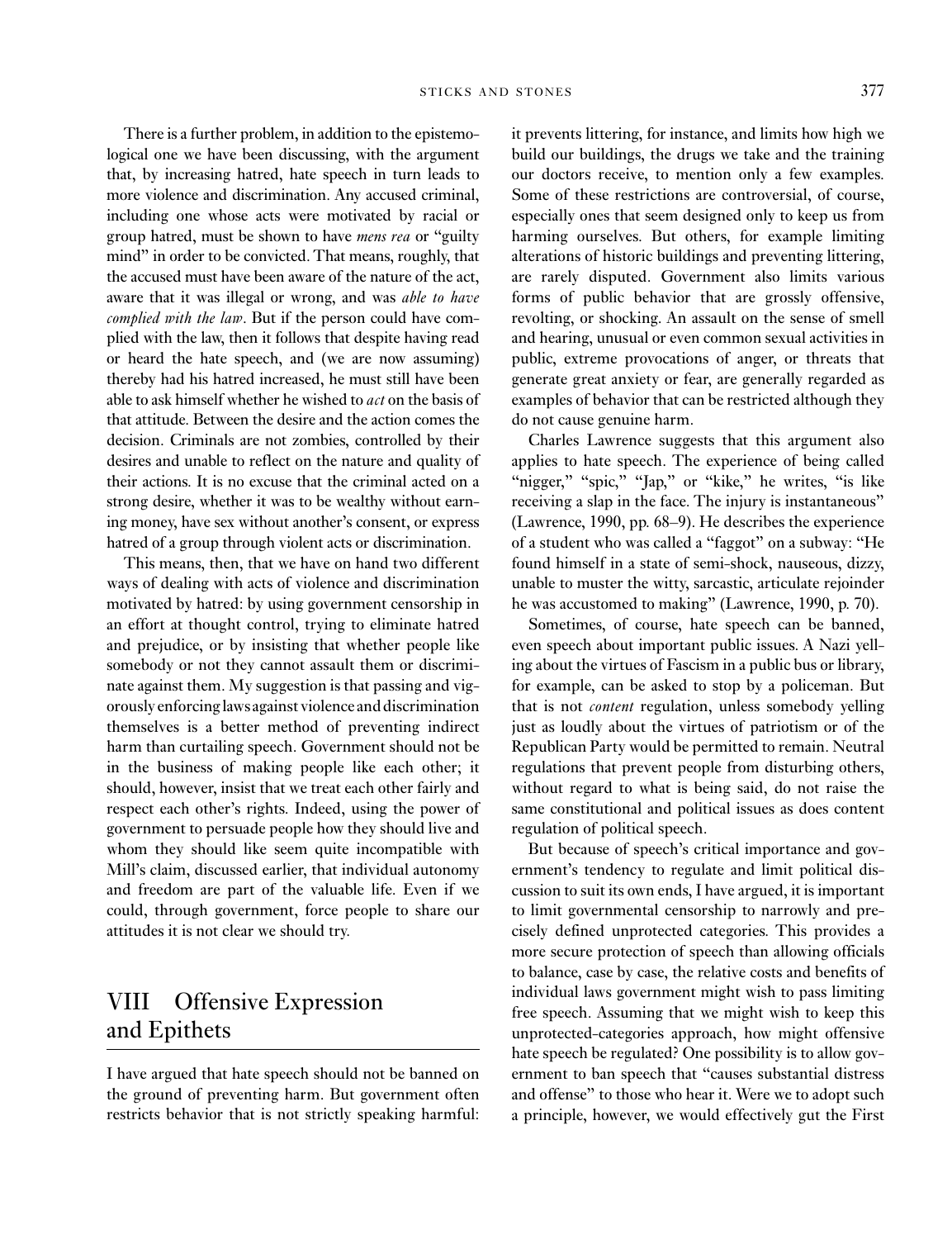There is a further problem, in addition to the epistemological one we have been discussing, with the argument that, by increasing hatred, hate speech in turn leads to more violence and discrimination. Any accused criminal, including one whose acts were motivated by racial or group hatred, must be shown to have *mens rea* or "guilty mind" in order to be convicted. That means, roughly, that the accused must have been aware of the nature of the act, aware that it was illegal or wrong, and was *able to have complied with the law*. But if the person could have complied with the law, then it follows that despite having read or heard the hate speech, and (we are now assuming) thereby had his hatred increased, he must still have been able to ask himself whether he wished to *act* on the basis of that attitude. Between the desire and the action comes the decision. Criminals are not zombies, controlled by their desires and unable to reflect on the nature and quality of their actions. It is no excuse that the criminal acted on a strong desire, whether it was to be wealthy without earning money, have sex without another's consent, or express hatred of a group through violent acts or discrimination.

This means, then, that we have on hand two different ways of dealing with acts of violence and discrimination motivated by hatred: by using government censorship in an effort at thought control, trying to eliminate hatred and prejudice, or by insisting that whether people like somebody or not they cannot assault them or discriminate against them. My suggestion is that passing and vigorously enforcing laws against violence and discrimination themselves is a better method of preventing indirect harm than curtailing speech. Government should not be in the business of making people like each other; it should, however, insist that we treat each other fairly and respect each other's rights. Indeed, using the power of government to persuade people how they should live and whom they should like seem quite incompatible with Mill's claim, discussed earlier, that individual autonomy and freedom are part of the valuable life. Even if we could, through government, force people to share our attitudes it is not clear we should try.

## VIII Offensive Expression and Epithets

I have argued that hate speech should not be banned on the ground of preventing harm. But government often restricts behavior that is not strictly speaking harmful: it prevents littering, for instance, and limits how high we build our buildings, the drugs we take and the training our doctors receive, to mention only a few examples. Some of these restrictions are controversial, of course, especially ones that seem designed only to keep us from harming ourselves. But others, for example limiting alterations of historic buildings and preventing littering, are rarely disputed. Government also limits various forms of public behavior that are grossly offensive, revolting, or shocking. An assault on the sense of smell and hearing, unusual or even common sexual activities in public, extreme provocations of anger, or threats that generate great anxiety or fear, are generally regarded as examples of behavior that can be restricted although they do not cause genuine harm.

Charles Lawrence suggests that this argument also applies to hate speech. The experience of being called "nigger," "spic," "Jap," or "kike," he writes, "is like receiving a slap in the face. The injury is instantaneous" (Lawrence, 1990, pp. 68–9). He describes the experience of a student who was called a "faggot" on a subway: "He found himself in a state of semi-shock, nauseous, dizzy, unable to muster the witty, sarcastic, articulate rejoinder he was accustomed to making" (Lawrence, 1990, p. 70).

Sometimes, of course, hate speech can be banned, even speech about important public issues. A Nazi yelling about the virtues of Fascism in a public bus or library, for example, can be asked to stop by a policeman. But that is not *content* regulation, unless somebody yelling just as loudly about the virtues of patriotism or of the Republican Party would be permitted to remain. Neutral regulations that prevent people from disturbing others, without regard to what is being said, do not raise the same constitutional and political issues as does content regulation of political speech.

But because of speech's critical importance and government's tendency to regulate and limit political discussion to suit its own ends, I have argued, it is important to limit governmental censorship to narrowly and precisely defined unprotected categories. This provides a more secure protection of speech than allowing officials to balance, case by case, the relative costs and benefits of individual laws government might wish to pass limiting free speech. Assuming that we might wish to keep this unprotected-categories approach, how might offensive hate speech be regulated? One possibility is to allow government to ban speech that "causes substantial distress and offense" to those who hear it. Were we to adopt such a principle, however, we would effectively gut the First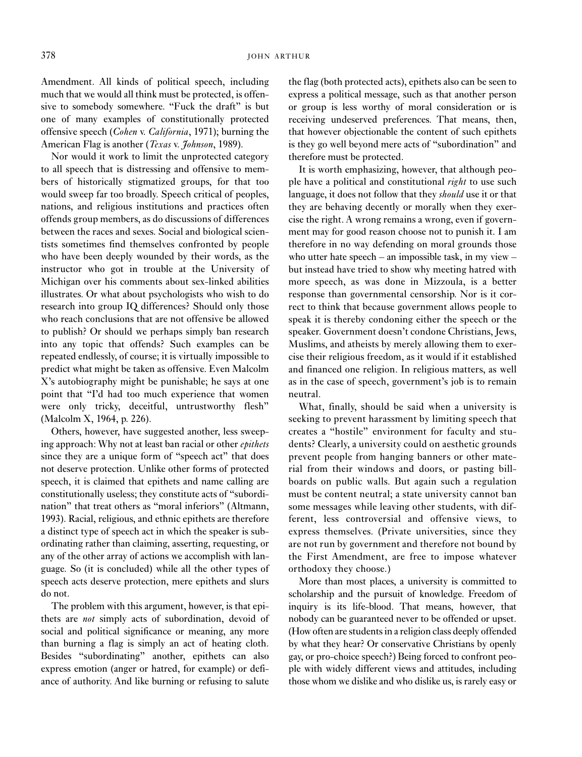Amendment. All kinds of political speech, including much that we would all think must be protected, is offensive to somebody somewhere. "Fuck the draft" is but one of many examples of constitutionally protected offensive speech (*Cohen* v. *California*, 1971); burning the American Flag is another (*Texas* v. *Johnson*, 1989).

Nor would it work to limit the unprotected category to all speech that is distressing and offensive to members of historically stigmatized groups, for that too would sweep far too broadly. Speech critical of peoples, nations, and religious institutions and practices often offends group members, as do discussions of differences between the races and sexes. Social and biological scientists sometimes find themselves confronted by people who have been deeply wounded by their words, as the instructor who got in trouble at the University of Michigan over his comments about sex-linked abilities illustrates. Or what about psychologists who wish to do research into group IQ differences? Should only those who reach conclusions that are not offensive be allowed to publish? Or should we perhaps simply ban research into any topic that offends? Such examples can be repeated endlessly, of course; it is virtually impossible to predict what might be taken as offensive. Even Malcolm X's autobiography might be punishable; he says at one point that "I'd had too much experience that women were only tricky, deceitful, untrustworthy flesh" (Malcolm X, 1964, p. 226).

Others, however, have suggested another, less sweeping approach: Why not at least ban racial or other *epithets* since they are a unique form of "speech act" that does not deserve protection. Unlike other forms of protected speech, it is claimed that epithets and name calling are constitutionally useless; they constitute acts of "subordination" that treat others as "moral inferiors" (Altmann, 1993). Racial, religious, and ethnic epithets are therefore a distinct type of speech act in which the speaker is subordinating rather than claiming, asserting, requesting, or any of the other array of actions we accomplish with language. So (it is concluded) while all the other types of speech acts deserve protection, mere epithets and slurs do not.

The problem with this argument, however, is that epithets are *not* simply acts of subordination, devoid of social and political significance or meaning, any more than burning a flag is simply an act of heating cloth. Besides "subordinating" another, epithets can also express emotion (anger or hatred, for example) or defiance of authority. And like burning or refusing to salute the flag (both protected acts), epithets also can be seen to express a political message, such as that another person or group is less worthy of moral consideration or is receiving undeserved preferences. That means, then, that however objectionable the content of such epithets is they go well beyond mere acts of "subordination" and therefore must be protected.

It is worth emphasizing, however, that although people have a political and constitutional *right* to use such language, it does not follow that they *should* use it or that they are behaving decently or morally when they exercise the right. A wrong remains a wrong, even if government may for good reason choose not to punish it. I am therefore in no way defending on moral grounds those who utter hate speech – an impossible task, in my view – but instead have tried to show why meeting hatred with more speech, as was done in Mizzoula, is a better response than governmental censorship. Nor is it correct to think that because government allows people to speak it is thereby condoning either the speech or the speaker. Government doesn't condone Christians, Jews, Muslims, and atheists by merely allowing them to exercise their religious freedom, as it would if it established and financed one religion. In religious matters, as well as in the case of speech, government's job is to remain neutral.

What, finally, should be said when a university is seeking to prevent harassment by limiting speech that creates a "hostile" environment for faculty and students? Clearly, a university could on aesthetic grounds prevent people from hanging banners or other material from their windows and doors, or pasting billboards on public walls. But again such a regulation must be content neutral; a state university cannot ban some messages while leaving other students, with different, less controversial and offensive views, to express themselves. (Private universities, since they are not run by government and therefore not bound by the First Amendment, are free to impose whatever orthodoxy they choose.)

More than most places, a university is committed to scholarship and the pursuit of knowledge. Freedom of inquiry is its life-blood. That means, however, that nobody can be guaranteed never to be offended or upset. (How often are students in a religion class deeply offended by what they hear? Or conservative Christians by openly gay, or pro-choice speech?) Being forced to confront people with widely different views and attitudes, including those whom we dislike and who dislike us, is rarely easy or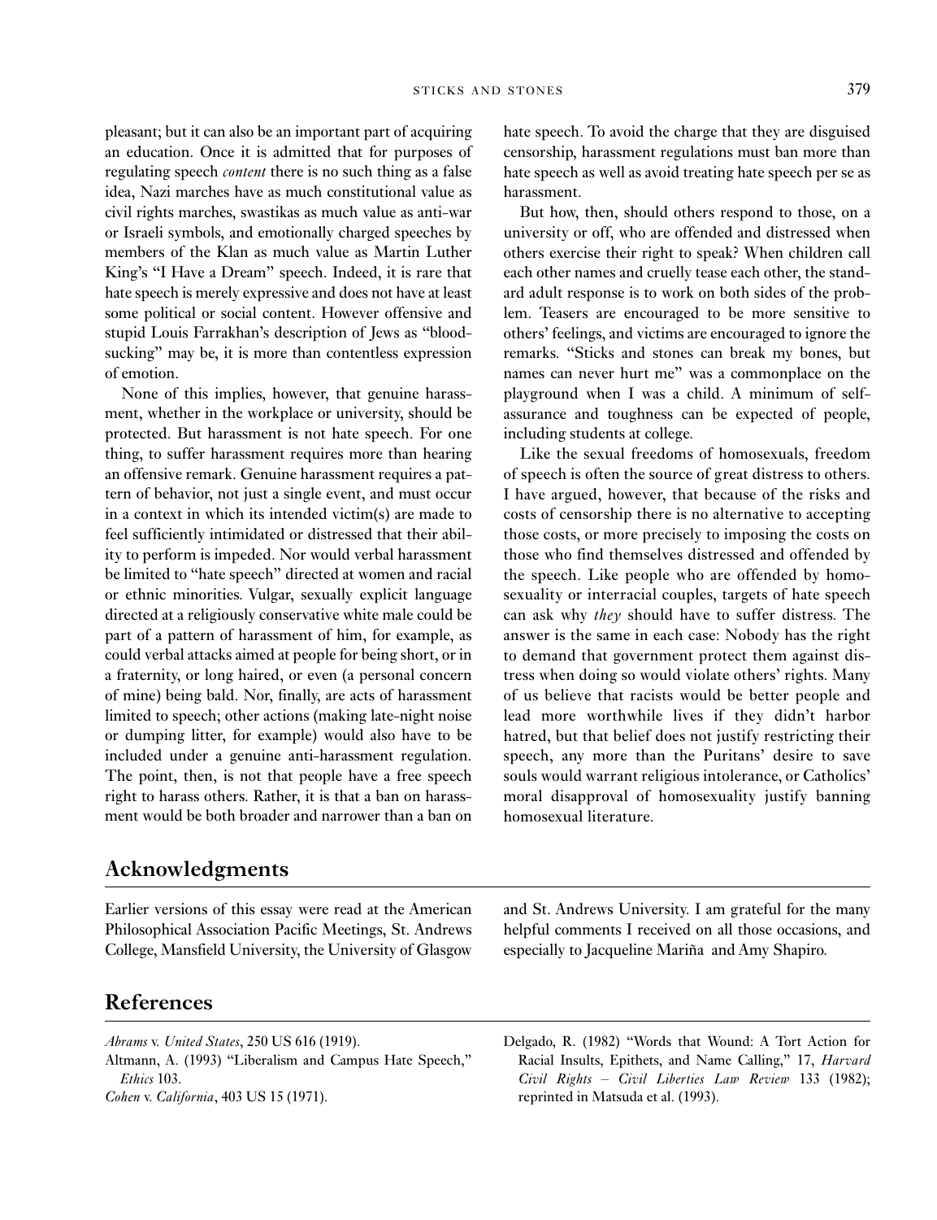pleasant; but it can also be an important part of acquiring an education. Once it is admitted that for purposes of regulating speech *content* there is no such thing as a false idea, Nazi marches have as much constitutional value as civil rights marches, swastikas as much value as anti-war or Israeli symbols, and emotionally charged speeches by members of the Klan as much value as Martin Luther King's "I Have a Dream" speech. Indeed, it is rare that hate speech is merely expressive and does not have at least some political or social content. However offensive and stupid Louis Farrakhan's description of Jews as "bloodsucking" may be, it is more than contentless expression of emotion.

None of this implies, however, that genuine harassment, whether in the workplace or university, should be protected. But harassment is not hate speech. For one thing, to suffer harassment requires more than hearing an offensive remark. Genuine harassment requires a pattern of behavior, not just a single event, and must occur in a context in which its intended victim(s) are made to feel sufficiently intimidated or distressed that their ability to perform is impeded. Nor would verbal harassment be limited to "hate speech" directed at women and racial or ethnic minorities. Vulgar, sexually explicit language directed at a religiously conservative white male could be part of a pattern of harassment of him, for example, as could verbal attacks aimed at people for being short, or in a fraternity, or long haired, or even (a personal concern of mine) being bald. Nor, finally, are acts of harassment limited to speech; other actions (making late-night noise or dumping litter, for example) would also have to be included under a genuine anti-harassment regulation. The point, then, is not that people have a free speech right to harass others. Rather, it is that a ban on harassment would be both broader and narrower than a ban on hate speech. To avoid the charge that they are disguised censorship, harassment regulations must ban more than hate speech as well as avoid treating hate speech per se as harassment.

But how, then, should others respond to those, on a university or off, who are offended and distressed when others exercise their right to speak? When children call each other names and cruelly tease each other, the standard adult response is to work on both sides of the problem. Teasers are encouraged to be more sensitive to others' feelings, and victims are encouraged to ignore the remarks. "Sticks and stones can break my bones, but names can never hurt me" was a commonplace on the playground when I was a child. A minimum of self-assurance and toughness can be expected of people, including students at college.

Like the sexual freedoms of homosexuals, freedom of speech is often the source of great distress to others. I have argued, however, that because of the risks and costs of censorship there is no alternative to accepting those costs, or more precisely to imposing the costs on those who find themselves distressed and offended by the speech. Like people who are offended by homosexuality or interracial couples, targets of hate speech can ask why *they* should have to suffer distress. The answer is the same in each case: Nobody has the right to demand that government protect them against distress when doing so would violate others' rights. Many of us believe that racists would be better people and lead more worthwhile lives if they didn't harbor hatred, but that belief does not justify restricting their speech, any more than the Puritans' desire to save souls would warrant religious intolerance, or Catholics' moral disapproval of homosexuality justify banning homosexual literature.

## Acknowledgments

Earlier versions of this essay were read at the American Philosophical Association Pacific Meetings, St. Andrews College, Mansfield University, the University of Glasgow and St. Andrews University. I am grateful for the many helpful comments I received on all those occasions, and especially to Jacqueline Mariña and Amy Shapiro.

## References

*Abrams* v. *United States*, 250 US 616 (1919).

Altmann, A. (1993) "Liberalism and Campus Hate Speech," *Ethics* 103.

*Cohen* v. *California*, 403 US 15 (1971).

Delgado, R. (1982) "Words that Wound: A Tort Action for Racial Insults, Epithets, and Name Calling," 17, *Harvard Civil Rights – Civil Liberties Law Review* 133 (1982); reprinted in Matsuda et al. (1993).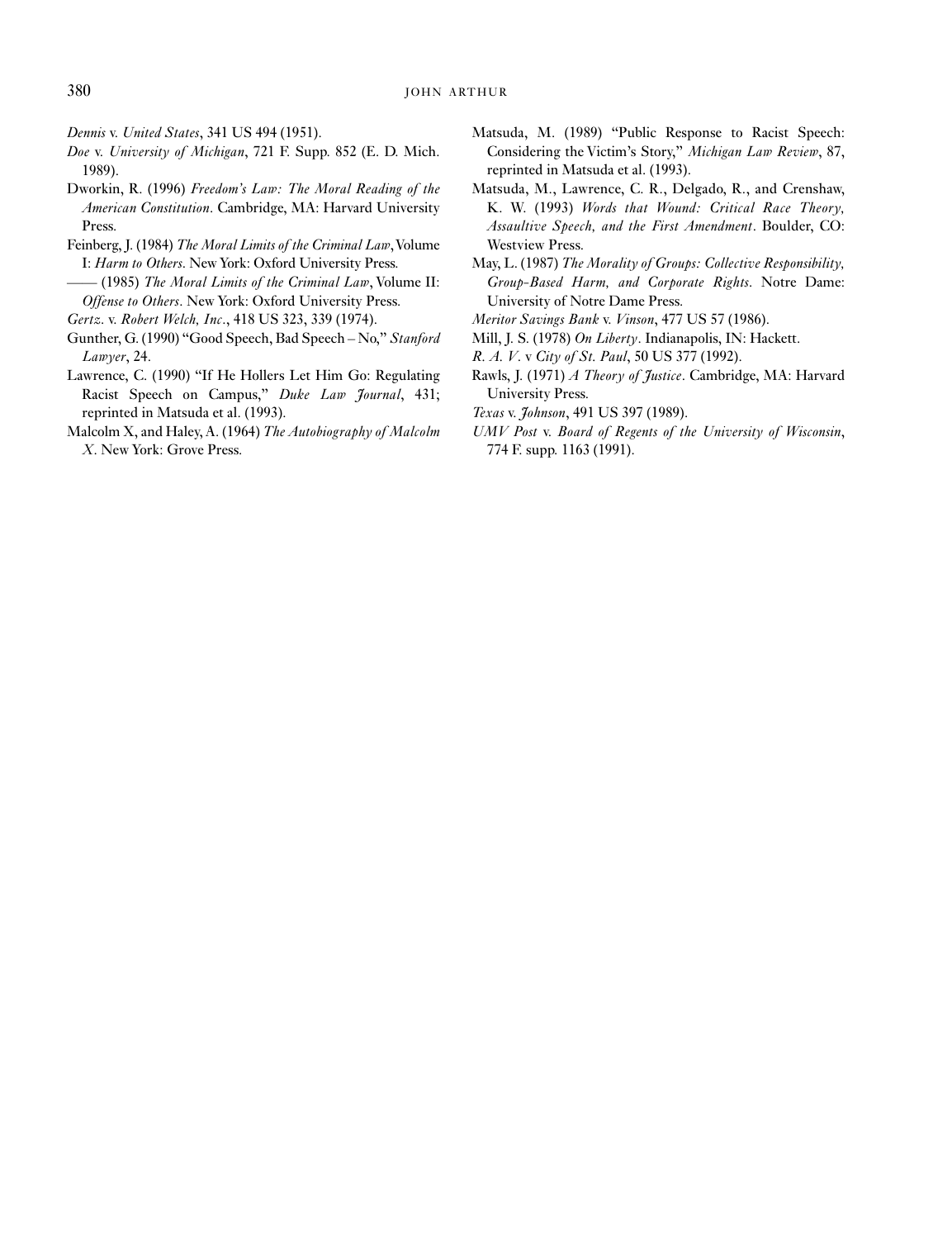*Dennis* v. *United States*, 341 US 494 (1951).

*Doe* v. *University of Michigan*, 721 F. Supp. 852 (E. D. Mich. 1989).

Dworkin, R. (1996) *Freedom's Law: The Moral Reading of the American Constitution*. Cambridge, MA: Harvard University Press.

Feinberg, J. (1984) *The Moral Limits of the Criminal Law*, Volume I: *Harm to Others*. New York: Oxford University Press.

—— (1985) *The Moral Limits of the Criminal Law*, Volume II: *Offense to Others*. New York: Oxford University Press.

*Gertz*. v. *Robert Welch, Inc*., 418 US 323, 339 (1974).

Gunther, G. (1990) "Good Speech, Bad Speech – No," *Stanford Lawyer*, 24.

Lawrence, C. (1990) "If He Hollers Let Him Go: Regulating Racist Speech on Campus," *Duke Law Journal*, 431; reprinted in Matsuda et al. (1993).

Malcolm X, and Haley, A. (1964) *The Autobiography of Malcolm X*. New York: Grove Press.

Matsuda, M. (1989) "Public Response to Racist Speech: Considering the Victim's Story," *Michigan Law Review*, 87, reprinted in Matsuda et al. (1993).

Matsuda, M., Lawrence, C. R., Delgado, R., and Crenshaw, K. W. (1993) *Words that Wound: Critical Race Theory, Assaultive Speech, and the First Amendment*. Boulder, CO: Westview Press.

May, L. (1987) *The Morality of Groups: Collective Responsibility, Group-Based Harm, and Corporate Rights*. Notre Dame: University of Notre Dame Press.

*Meritor Savings Bank* v. *Vinson*, 477 US 57 (1986).

Mill, J. S. (1978) *On Liberty*. Indianapolis, IN: Hackett.

*R. A. V.* v *City of St. Paul*, 50 US 377 (1992).

Rawls, J. (1971) *A Theory of Justice*. Cambridge, MA: Harvard University Press.

*Texas* v. *Johnson*, 491 US 397 (1989).

*UMV Post* v. *Board of Regents of the University of Wisconsin*, 774 F. supp. 1163 (1991).